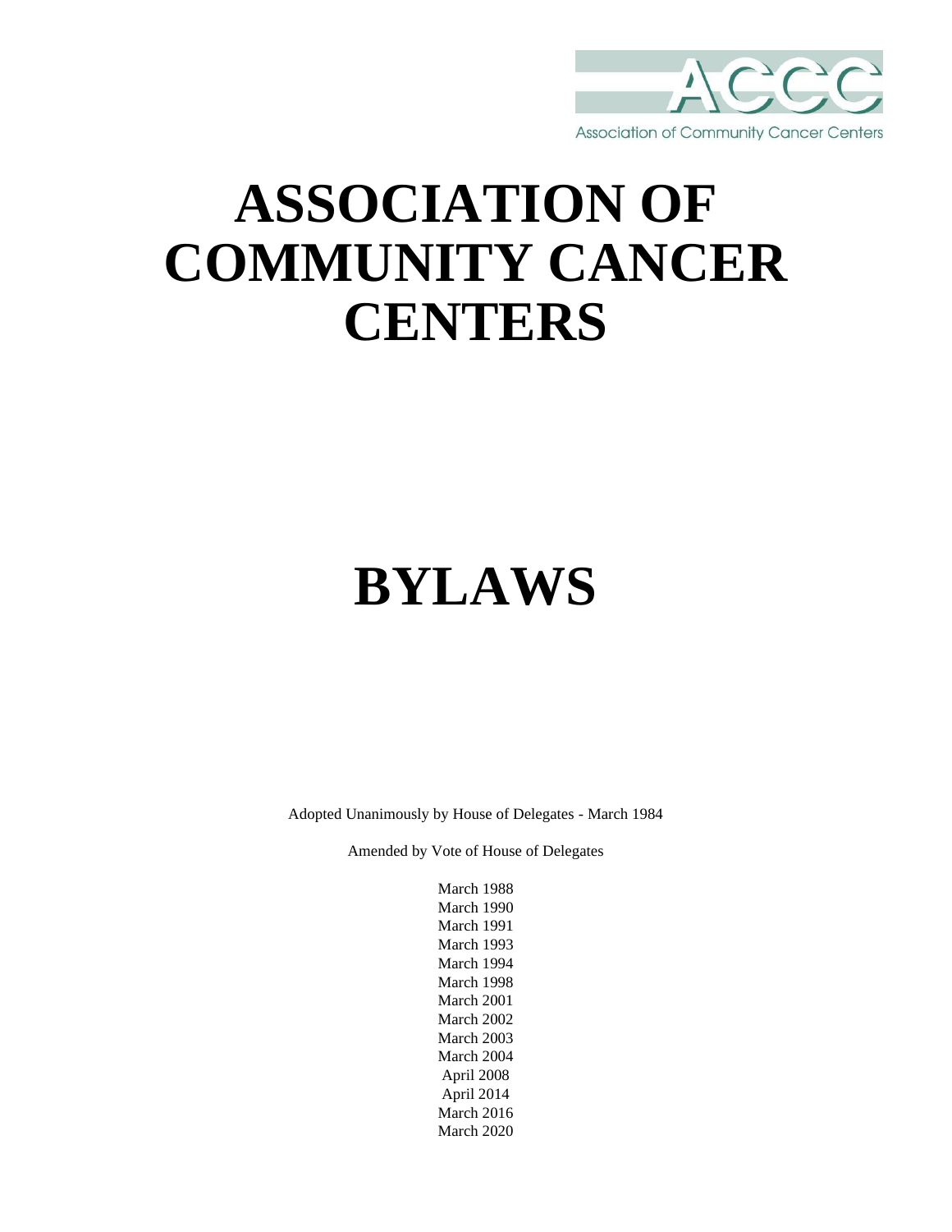ACCC

Association of Community Cancer Centers

# ASSOCIATION OF COMMUNITY CANCER CENTERS

# BYLAWS

Adopted Unanimously by House of Delegates - March 1984

Amended by Vote of House of Delegates

March 1988
March 1990
March 1991
March 1993
March 1994
March 1998
March 2001
March 2002
March 2003
March 2004
April 2008
April 2014
March 2016
March 2020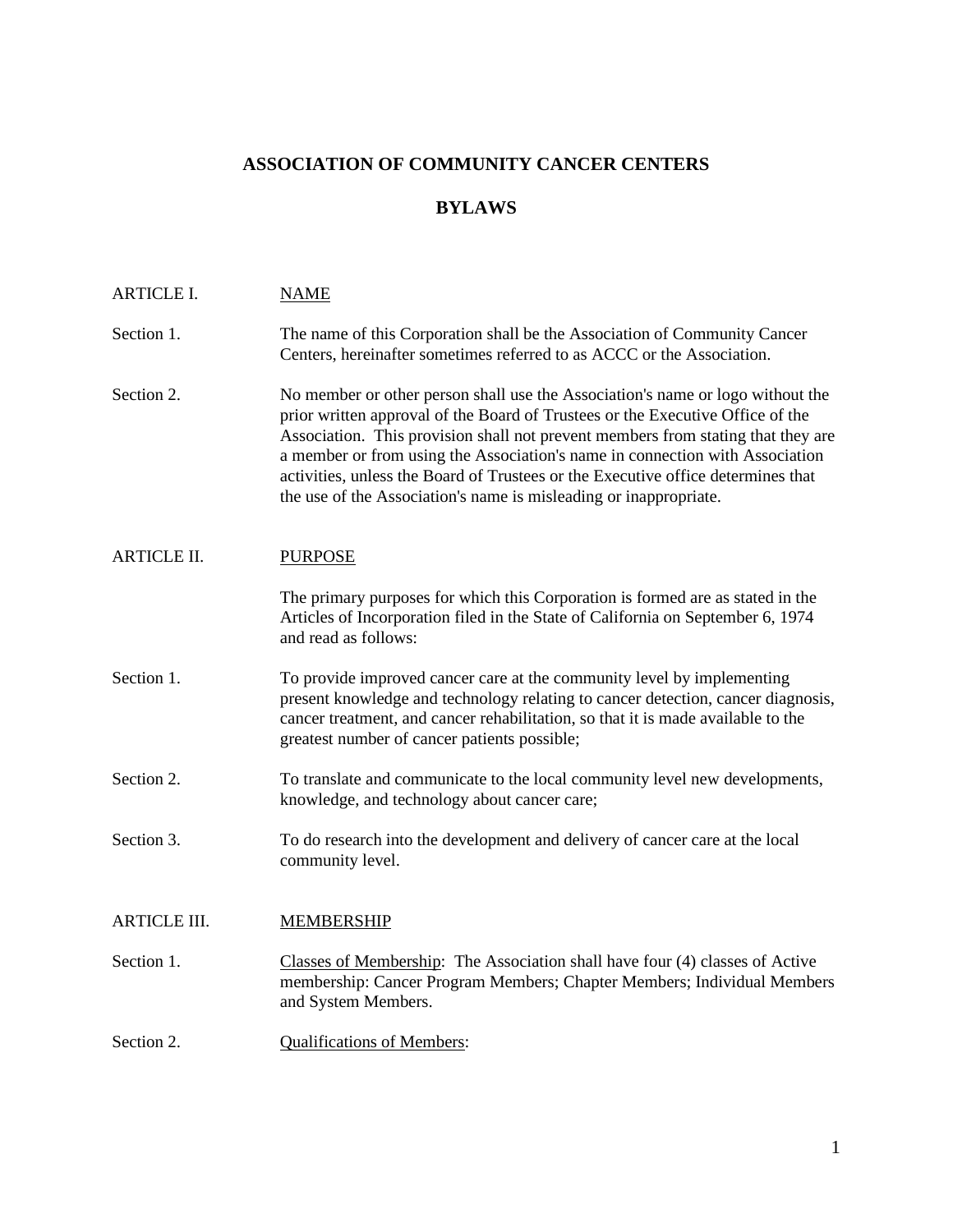# ASSOCIATION OF COMMUNITY CANCER CENTERS

## BYLAWS

ARTICLE I. NAME

Section 1. The name of this Corporation shall be the Association of Community Cancer Centers, hereinafter sometimes referred to as ACCC or the Association.

Section 2. No member or other person shall use the Association's name or logo without the prior written approval of the Board of Trustees or the Executive Office of the Association. This provision shall not prevent members from stating that they are a member or from using the Association's name in connection with Association activities, unless the Board of Trustees or the Executive office determines that the use of the Association's name is misleading or inappropriate.

ARTICLE II. PURPOSE

The primary purposes for which this Corporation is formed are as stated in the Articles of Incorporation filed in the State of California on September 6, 1974 and read as follows:

Section 1. To provide improved cancer care at the community level by implementing present knowledge and technology relating to cancer detection, cancer diagnosis, cancer treatment, and cancer rehabilitation, so that it is made available to the greatest number of cancer patients possible;

Section 2. To translate and communicate to the local community level new developments, knowledge, and technology about cancer care;

Section 3. To do research into the development and delivery of cancer care at the local community level.

ARTICLE III. MEMBERSHIP

Section 1. Classes of Membership: The Association shall have four (4) classes of Active membership: Cancer Program Members; Chapter Members; Individual Members and System Members.

Section 2. Qualifications of Members: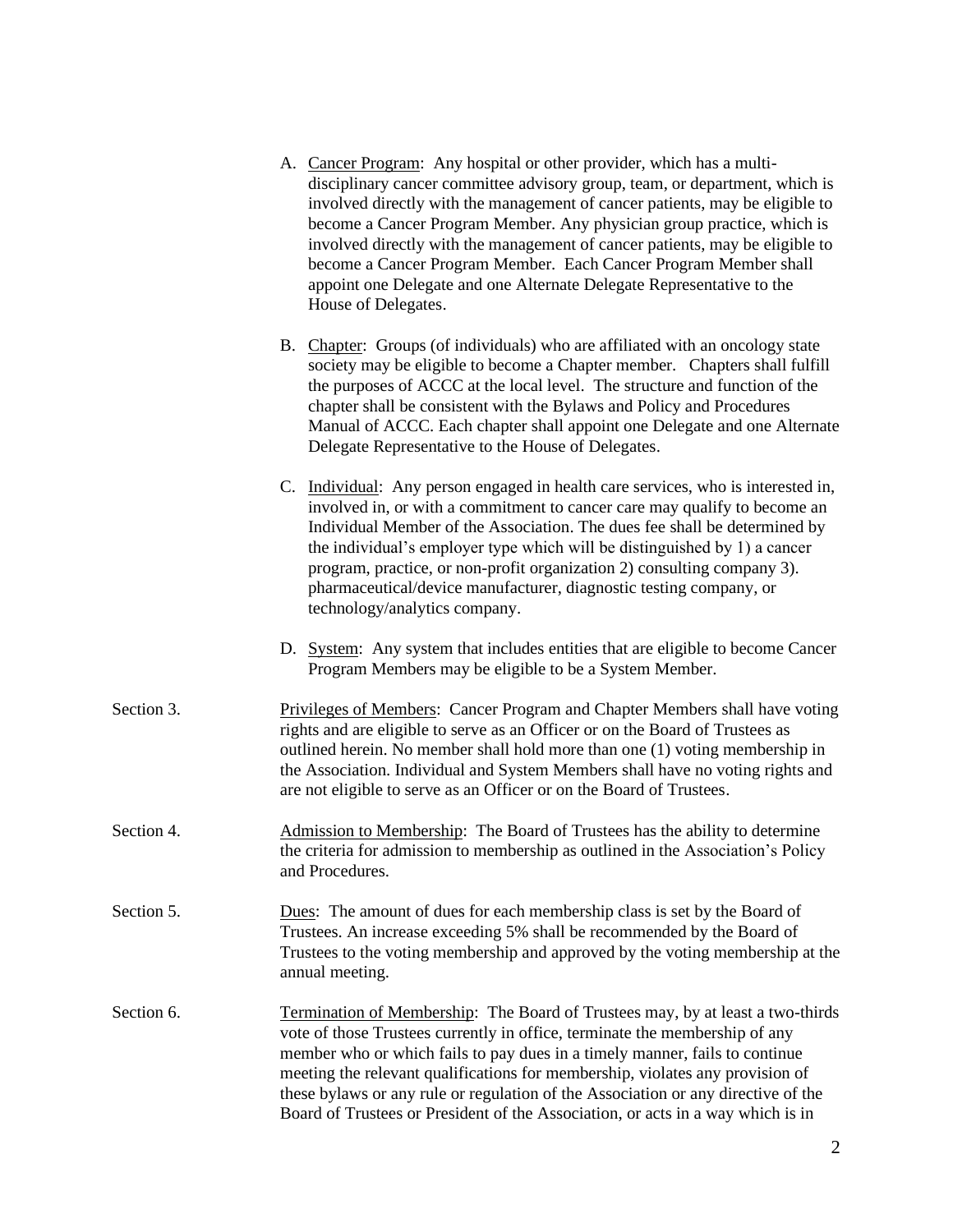A. <u>Cancer Program</u>: Any hospital or other provider, which has a multi-disciplinary cancer committee advisory group, team, or department, which is involved directly with the management of cancer patients, may be eligible to become a Cancer Program Member. Any physician group practice, which is involved directly with the management of cancer patients, may be eligible to become a Cancer Program Member. Each Cancer Program Member shall appoint one Delegate and one Alternate Delegate Representative to the House of Delegates.

B. <u>Chapter</u>: Groups (of individuals) who are affiliated with an oncology state society may be eligible to become a Chapter member. Chapters shall fulfill the purposes of ACCC at the local level. The structure and function of the chapter shall be consistent with the Bylaws and Policy and Procedures Manual of ACCC. Each chapter shall appoint one Delegate and one Alternate Delegate Representative to the House of Delegates.

C. <u>Individual</u>: Any person engaged in health care services, who is interested in, involved in, or with a commitment to cancer care may qualify to become an Individual Member of the Association. The dues fee shall be determined by the individual's employer type which will be distinguished by 1) a cancer program, practice, or non-profit organization 2) consulting company 3). pharmaceutical/device manufacturer, diagnostic testing company, or technology/analytics company.

D. <u>System</u>: Any system that includes entities that are eligible to become Cancer Program Members may be eligible to be a System Member.

Section 3. <u>Privileges of Members</u>: Cancer Program and Chapter Members shall have voting rights and are eligible to serve as an Officer or on the Board of Trustees as outlined herein. No member shall hold more than one (1) voting membership in the Association. Individual and System Members shall have no voting rights and are not eligible to serve as an Officer or on the Board of Trustees.

Section 4. <u>Admission to Membership</u>: The Board of Trustees has the ability to determine the criteria for admission to membership as outlined in the Association's Policy and Procedures.

Section 5. <u>Dues</u>: The amount of dues for each membership class is set by the Board of Trustees. An increase exceeding 5% shall be recommended by the Board of Trustees to the voting membership and approved by the voting membership at the annual meeting.

Section 6. <u>Termination of Membership</u>: The Board of Trustees may, by at least a two-thirds vote of those Trustees currently in office, terminate the membership of any member who or which fails to pay dues in a timely manner, fails to continue meeting the relevant qualifications for membership, violates any provision of these bylaws or any rule or regulation of the Association or any directive of the Board of Trustees or President of the Association, or acts in a way which is in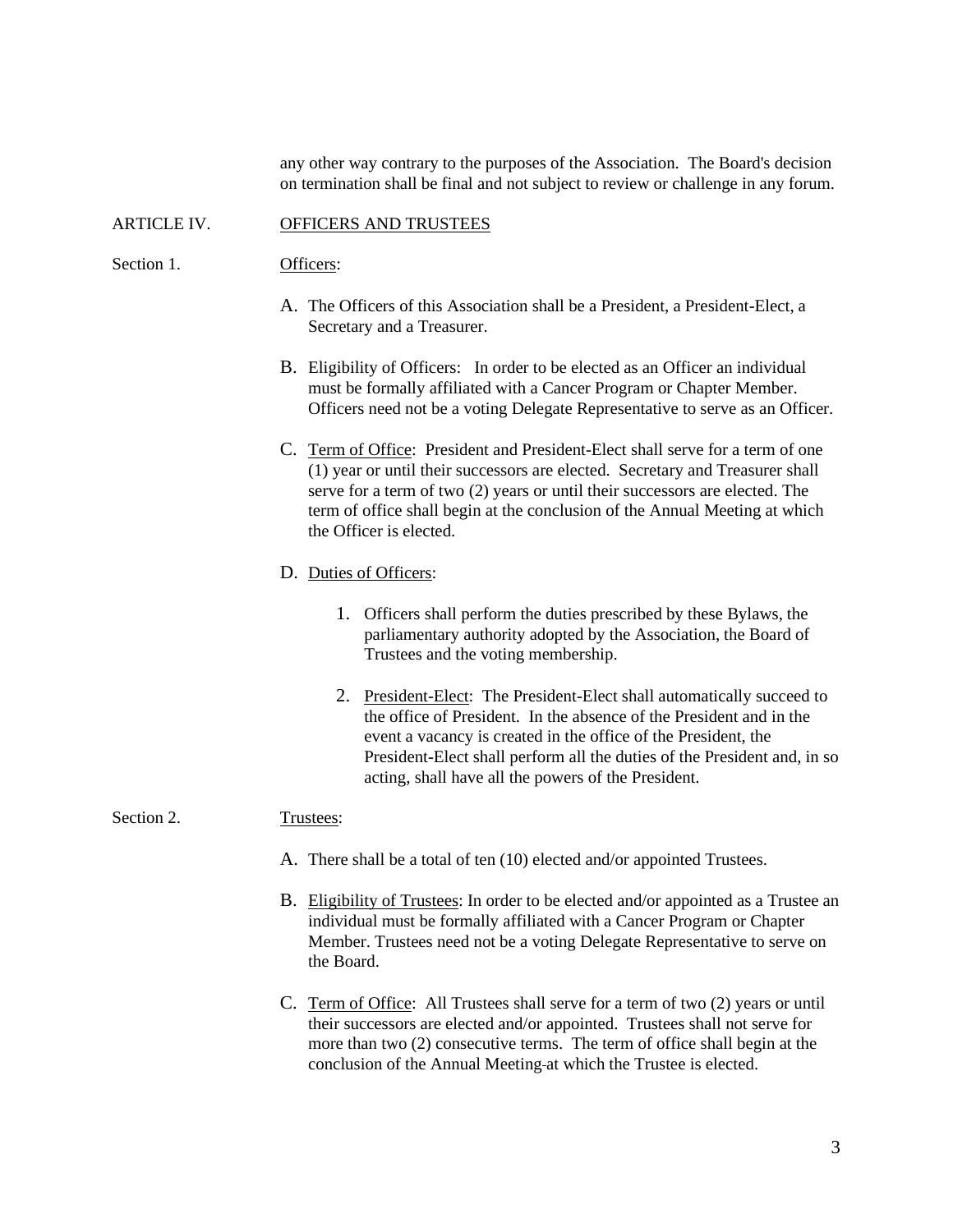any other way contrary to the purposes of the Association. The Board's decision on termination shall be final and not subject to review or challenge in any forum.

## ARTICLE IV. OFFICERS AND TRUSTEES

### Section 1. Officers:

A. The Officers of this Association shall be a President, a President-Elect, a Secretary and a Treasurer.

B. Eligibility of Officers: In order to be elected as an Officer an individual must be formally affiliated with a Cancer Program or Chapter Member. Officers need not be a voting Delegate Representative to serve as an Officer.

C. Term of Office: President and President-Elect shall serve for a term of one (1) year or until their successors are elected. Secretary and Treasurer shall serve for a term of two (2) years or until their successors are elected. The term of office shall begin at the conclusion of the Annual Meeting at which the Officer is elected.

D. Duties of Officers:

1. Officers shall perform the duties prescribed by these Bylaws, the parliamentary authority adopted by the Association, the Board of Trustees and the voting membership.

2. President-Elect: The President-Elect shall automatically succeed to the office of President. In the absence of the President and in the event a vacancy is created in the office of the President, the President-Elect shall perform all the duties of the President and, in so acting, shall have all the powers of the President.

### Section 2. Trustees:

A. There shall be a total of ten (10) elected and/or appointed Trustees.

B. Eligibility of Trustees: In order to be elected and/or appointed as a Trustee an individual must be formally affiliated with a Cancer Program or Chapter Member. Trustees need not be a voting Delegate Representative to serve on the Board.

C. Term of Office: All Trustees shall serve for a term of two (2) years or until their successors are elected and/or appointed. Trustees shall not serve for more than two (2) consecutive terms. The term of office shall begin at the conclusion of the Annual Meeting at which the Trustee is elected.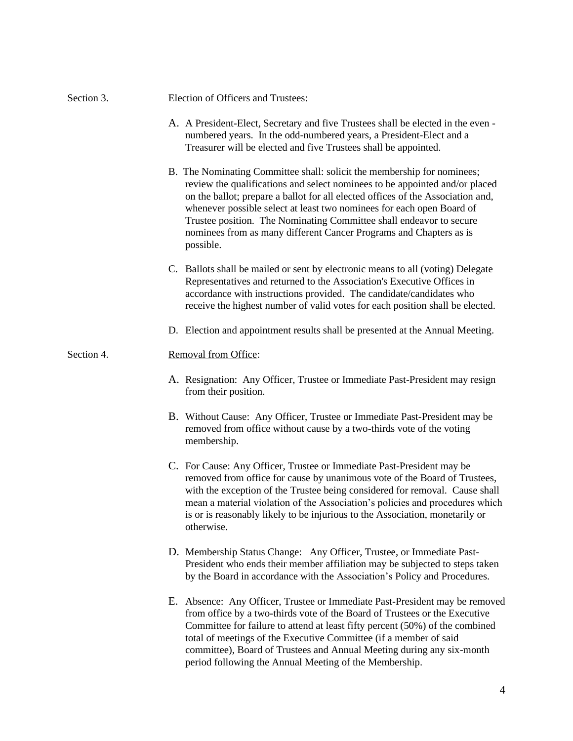Section 3. <u>Election of Officers and Trustees</u>:

A. A President-Elect, Secretary and five Trustees shall be elected in the even - numbered years. In the odd-numbered years, a President-Elect and a Treasurer will be elected and five Trustees shall be appointed.

B. The Nominating Committee shall: solicit the membership for nominees; review the qualifications and select nominees to be appointed and/or placed on the ballot; prepare a ballot for all elected offices of the Association and, whenever possible select at least two nominees for each open Board of Trustee position. The Nominating Committee shall endeavor to secure nominees from as many different Cancer Programs and Chapters as is possible.

C. Ballots shall be mailed or sent by electronic means to all (voting) Delegate Representatives and returned to the Association's Executive Offices in accordance with instructions provided. The candidate/candidates who receive the highest number of valid votes for each position shall be elected.

D. Election and appointment results shall be presented at the Annual Meeting.

Section 4. <u>Removal from Office</u>:

A. Resignation: Any Officer, Trustee or Immediate Past-President may resign from their position.

B. Without Cause: Any Officer, Trustee or Immediate Past-President may be removed from office without cause by a two-thirds vote of the voting membership.

C. For Cause: Any Officer, Trustee or Immediate Past-President may be removed from office for cause by unanimous vote of the Board of Trustees, with the exception of the Trustee being considered for removal. Cause shall mean a material violation of the Association's policies and procedures which is or is reasonably likely to be injurious to the Association, monetarily or otherwise.

D. Membership Status Change: Any Officer, Trustee, or Immediate Past-President who ends their member affiliation may be subjected to steps taken by the Board in accordance with the Association's Policy and Procedures.

E. Absence: Any Officer, Trustee or Immediate Past-President may be removed from office by a two-thirds vote of the Board of Trustees or the Executive Committee for failure to attend at least fifty percent (50%) of the combined total of meetings of the Executive Committee (if a member of said committee), Board of Trustees and Annual Meeting during any six-month period following the Annual Meeting of the Membership.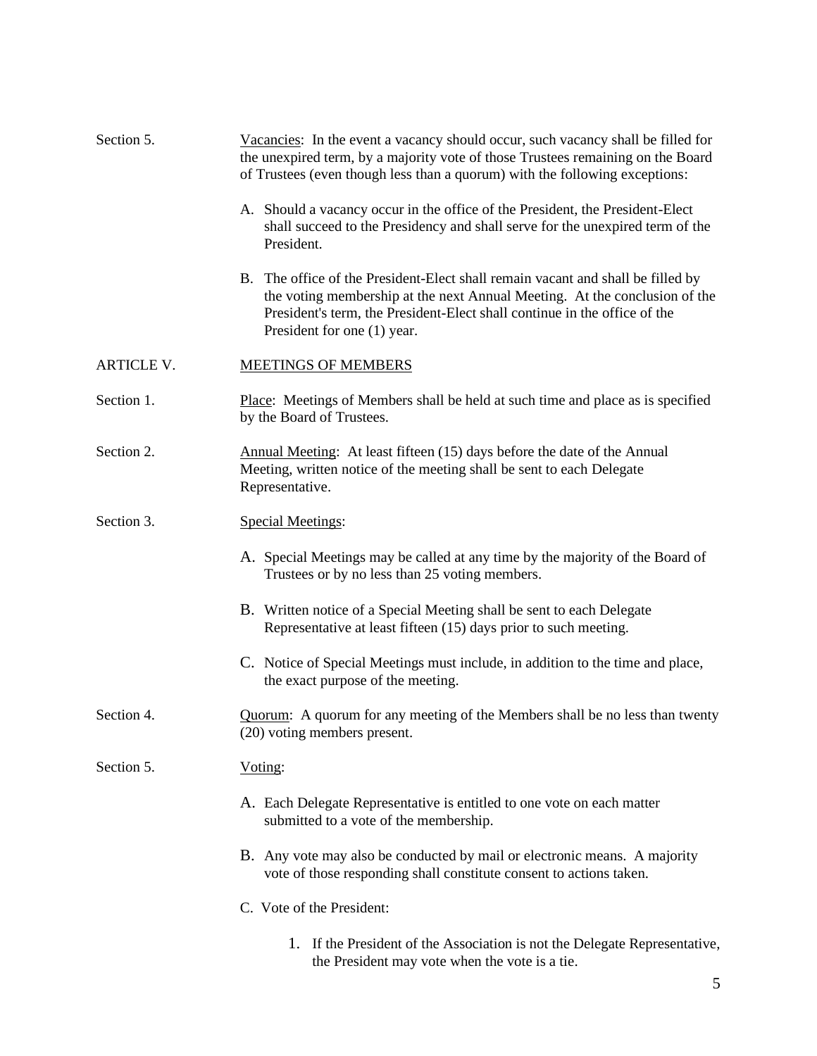Section 5. <u>Vacancies</u>: In the event a vacancy should occur, such vacancy shall be filled for the unexpired term, by a majority vote of those Trustees remaining on the Board of Trustees (even though less than a quorum) with the following exceptions:

A. Should a vacancy occur in the office of the President, the President-Elect shall succeed to the Presidency and shall serve for the unexpired term of the President.

B. The office of the President-Elect shall remain vacant and shall be filled by the voting membership at the next Annual Meeting. At the conclusion of the President's term, the President-Elect shall continue in the office of the President for one (1) year.

## ARTICLE V. <u>MEETINGS OF MEMBERS</u>

Section 1. <u>Place</u>: Meetings of Members shall be held at such time and place as is specified by the Board of Trustees.

Section 2. <u>Annual Meeting</u>: At least fifteen (15) days before the date of the Annual Meeting, written notice of the meeting shall be sent to each Delegate Representative.

Section 3. <u>Special Meetings</u>:

A. Special Meetings may be called at any time by the majority of the Board of Trustees or by no less than 25 voting members.

B. Written notice of a Special Meeting shall be sent to each Delegate Representative at least fifteen (15) days prior to such meeting.

C. Notice of Special Meetings must include, in addition to the time and place, the exact purpose of the meeting.

Section 4. <u>Quorum</u>: A quorum for any meeting of the Members shall be no less than twenty (20) voting members present.

Section 5. <u>Voting</u>:

A. Each Delegate Representative is entitled to one vote on each matter submitted to a vote of the membership.

B. Any vote may also be conducted by mail or electronic means. A majority vote of those responding shall constitute consent to actions taken.

C. Vote of the President:

1. If the President of the Association is not the Delegate Representative, the President may vote when the vote is a tie.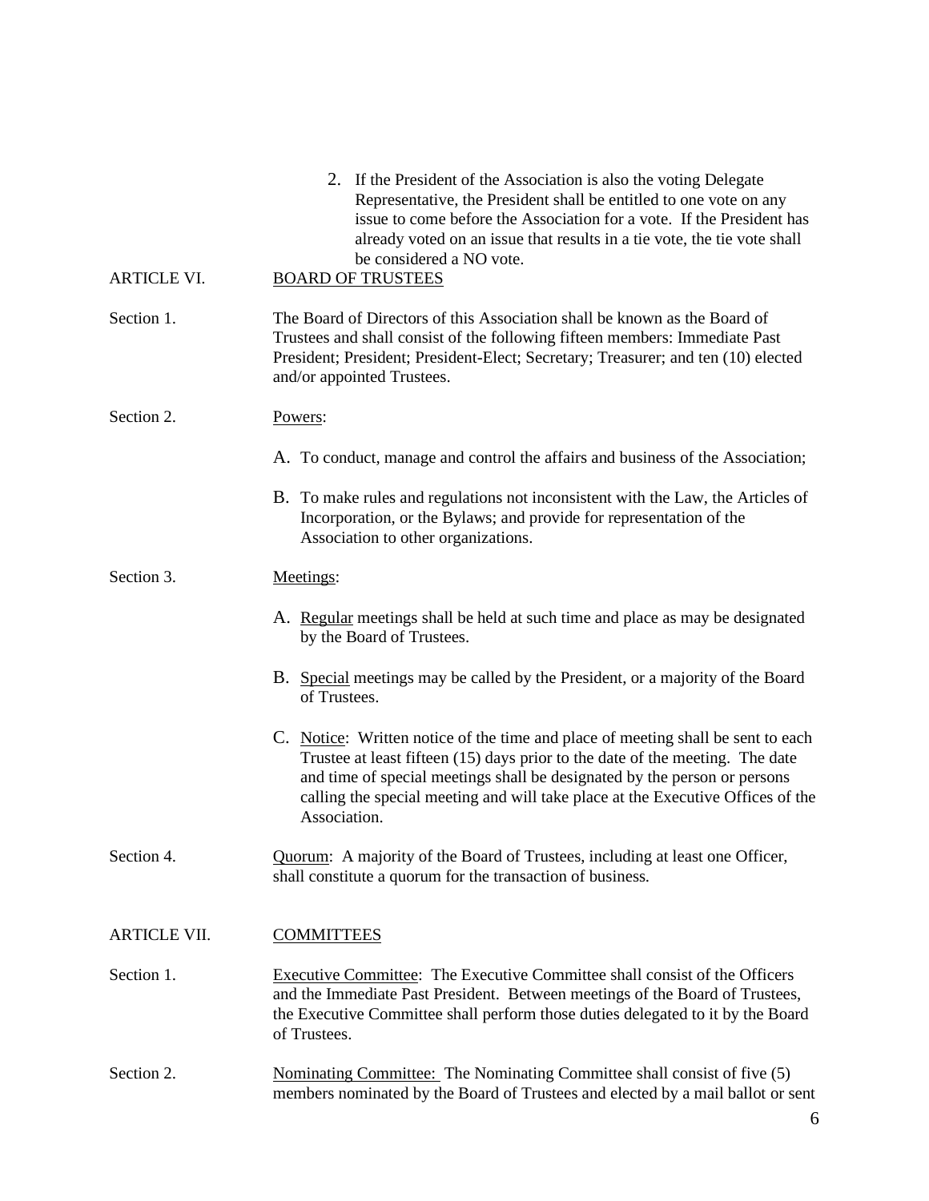2. If the President of the Association is also the voting Delegate Representative, the President shall be entitled to one vote on any issue to come before the Association for a vote. If the President has already voted on an issue that results in a tie vote, the tie vote shall be considered a NO vote.

## ARTICLE VI. BOARD OF TRUSTEES

**Section 1.** The Board of Directors of this Association shall be known as the Board of Trustees and shall consist of the following fifteen members: Immediate Past President; President; President-Elect; Secretary; Treasurer; and ten (10) elected and/or appointed Trustees.

**Section 2.** Powers:

A. To conduct, manage and control the affairs and business of the Association;

B. To make rules and regulations not inconsistent with the Law, the Articles of Incorporation, or the Bylaws; and provide for representation of the Association to other organizations.

**Section 3.** Meetings:

A. Regular meetings shall be held at such time and place as may be designated by the Board of Trustees.

B. Special meetings may be called by the President, or a majority of the Board of Trustees.

C. Notice: Written notice of the time and place of meeting shall be sent to each Trustee at least fifteen (15) days prior to the date of the meeting. The date and time of special meetings shall be designated by the person or persons calling the special meeting and will take place at the Executive Offices of the Association.

**Section 4.** Quorum: A majority of the Board of Trustees, including at least one Officer, shall constitute a quorum for the transaction of business.

## ARTICLE VII. COMMITTEES

**Section 1.** Executive Committee: The Executive Committee shall consist of the Officers and the Immediate Past President. Between meetings of the Board of Trustees, the Executive Committee shall perform those duties delegated to it by the Board of Trustees.

**Section 2.** Nominating Committee: The Nominating Committee shall consist of five (5) members nominated by the Board of Trustees and elected by a mail ballot or sent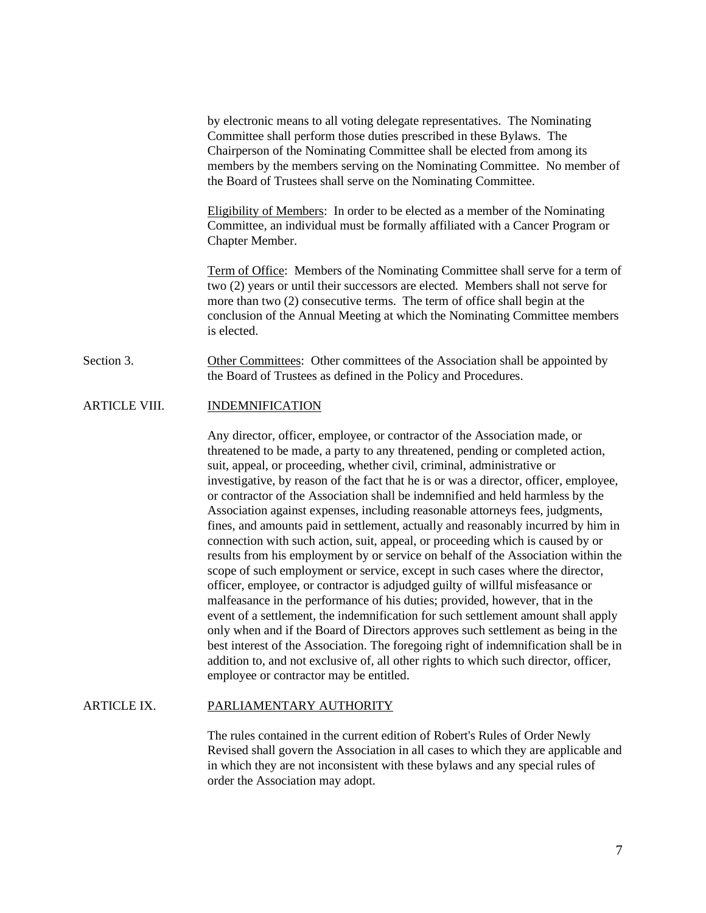by electronic means to all voting delegate representatives. The Nominating Committee shall perform those duties prescribed in these Bylaws. The Chairperson of the Nominating Committee shall be elected from among its members by the members serving on the Nominating Committee. No member of the Board of Trustees shall serve on the Nominating Committee.

Eligibility of Members: In order to be elected as a member of the Nominating Committee, an individual must be formally affiliated with a Cancer Program or Chapter Member.

Term of Office: Members of the Nominating Committee shall serve for a term of two (2) years or until their successors are elected. Members shall not serve for more than two (2) consecutive terms. The term of office shall begin at the conclusion of the Annual Meeting at which the Nominating Committee members is elected.

Section 3. Other Committees: Other committees of the Association shall be appointed by the Board of Trustees as defined in the Policy and Procedures.

## ARTICLE VIII. INDEMNIFICATION

Any director, officer, employee, or contractor of the Association made, or threatened to be made, a party to any threatened, pending or completed action, suit, appeal, or proceeding, whether civil, criminal, administrative or investigative, by reason of the fact that he is or was a director, officer, employee, or contractor of the Association shall be indemnified and held harmless by the Association against expenses, including reasonable attorneys fees, judgments, fines, and amounts paid in settlement, actually and reasonably incurred by him in connection with such action, suit, appeal, or proceeding which is caused by or results from his employment by or service on behalf of the Association within the scope of such employment or service, except in such cases where the director, officer, employee, or contractor is adjudged guilty of willful misfeasance or malfeasance in the performance of his duties; provided, however, that in the event of a settlement, the indemnification for such settlement amount shall apply only when and if the Board of Directors approves such settlement as being in the best interest of the Association. The foregoing right of indemnification shall be in addition to, and not exclusive of, all other rights to which such director, officer, employee or contractor may be entitled.

## ARTICLE IX. PARLIAMENTARY AUTHORITY

The rules contained in the current edition of Robert's Rules of Order Newly Revised shall govern the Association in all cases to which they are applicable and in which they are not inconsistent with these bylaws and any special rules of order the Association may adopt.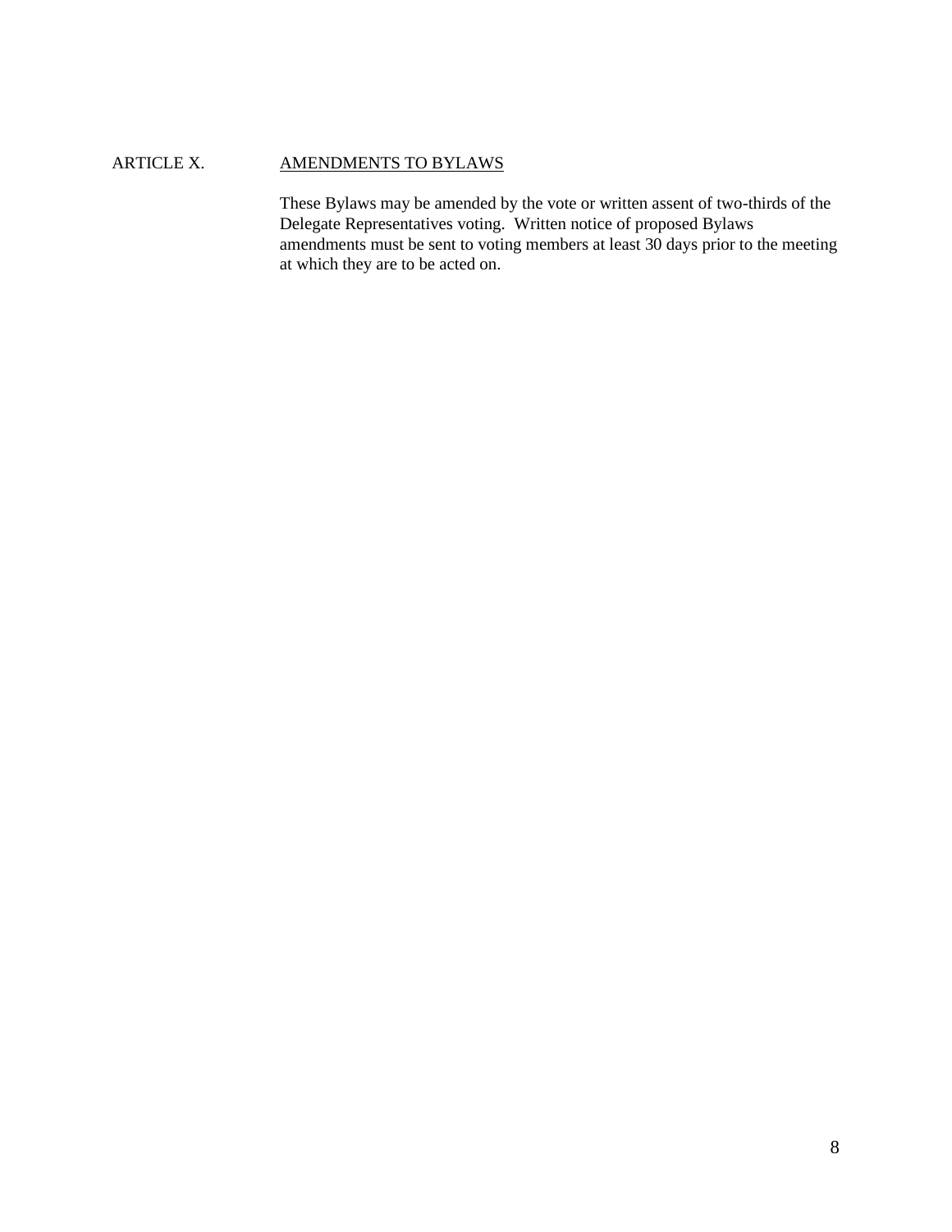## ARTICLE X. AMENDMENTS TO BYLAWS

These Bylaws may be amended by the vote or written assent of two-thirds of the Delegate Representatives voting. Written notice of proposed Bylaws amendments must be sent to voting members at least 30 days prior to the meeting at which they are to be acted on.